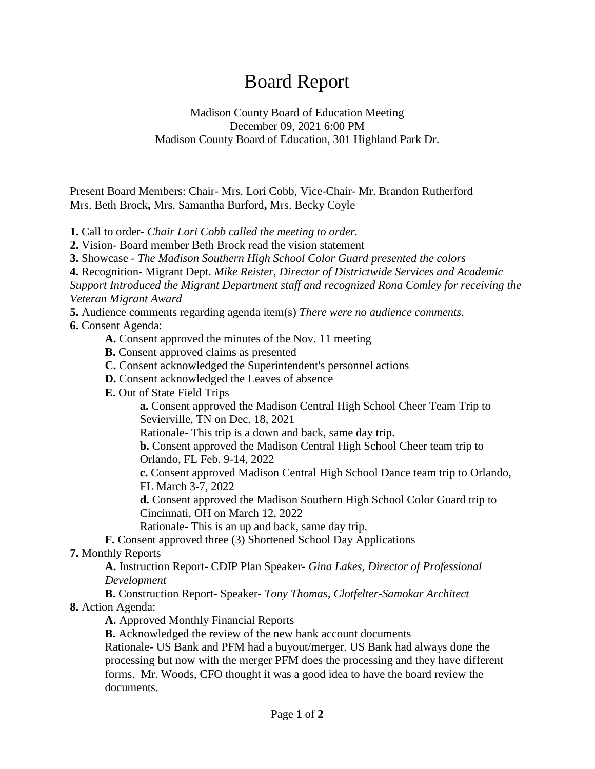# Board Report

Madison County Board of Education Meeting
December 09, 2021 6:00 PM
Madison County Board of Education, 301 Highland Park Dr.

Present Board Members: Chair- Mrs. Lori Cobb, Vice-Chair- Mr. Brandon Rutherford
Mrs. Beth Brock**,** Mrs. Samantha Burford**,** Mrs. Becky Coyle

**1.** Call to order- *Chair Lori Cobb called the meeting to order.*
**2.** Vision- Board member Beth Brock read the vision statement
**3.** Showcase - *The Madison Southern High School Color Guard presented the colors*
**4.** Recognition- Migrant Dept. *Mike Reister, Director of Districtwide Services and Academic Support Introduced the Migrant Department staff and recognized Rona Comley for receiving the Veteran Migrant Award*
**5.** Audience comments regarding agenda item(s) *There were no audience comments.*
**6.** Consent Agenda:

- **A.** Consent approved the minutes of the Nov. 11 meeting
- **B.** Consent approved claims as presented
- **C.** Consent acknowledged the Superintendent's personnel actions
- **D.** Consent acknowledged the Leaves of absence
- **E.** Out of State Field Trips
  - **a.** Consent approved the Madison Central High School Cheer Team Trip to Sevierville, TN on Dec. 18, 2021
    Rationale- This trip is a down and back, same day trip.
  - **b.** Consent approved the Madison Central High School Cheer team trip to Orlando, FL Feb. 9-14, 2022
  - **c.** Consent approved Madison Central High School Dance team trip to Orlando, FL March 3-7, 2022
  - **d.** Consent approved the Madison Southern High School Color Guard trip to Cincinnati, OH on March 12, 2022
    Rationale- This is an up and back, same day trip.
- **F.** Consent approved three (3) Shortened School Day Applications

**7.** Monthly Reports

- **A.** Instruction Report- CDIP Plan Speaker- *Gina Lakes, Director of Professional Development*
- **B.** Construction Report- Speaker- *Tony Thomas, Clotfelter-Samokar Architect*

**8.** Action Agenda:

- **A.** Approved Monthly Financial Reports
- **B.** Acknowledged the review of the new bank account documents
  Rationale- US Bank and PFM had a buyout/merger. US Bank had always done the processing but now with the merger PFM does the processing and they have different forms. Mr. Woods, CFO thought it was a good idea to have the board review the documents.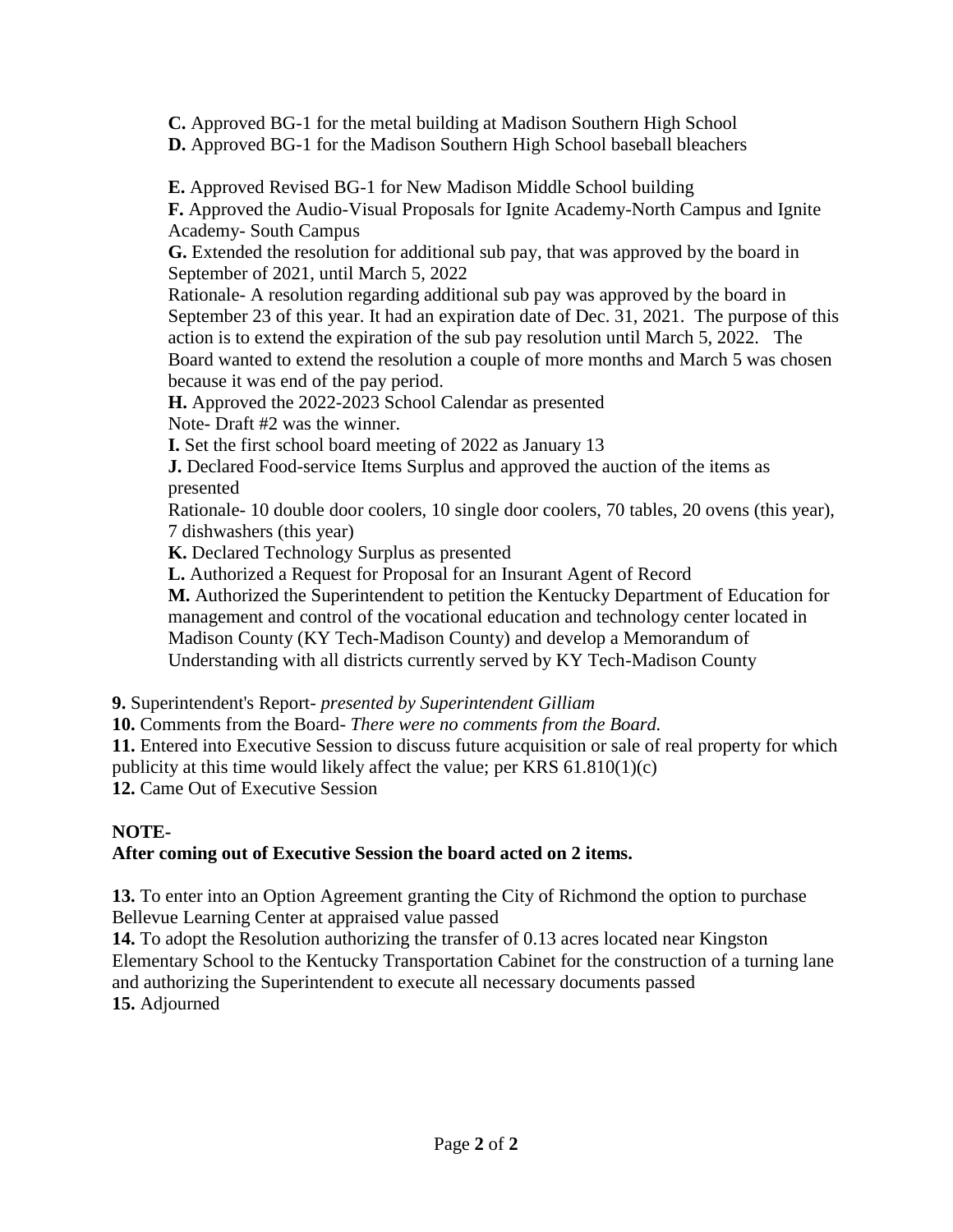**C.** Approved BG-1 for the metal building at Madison Southern High School

**D.** Approved BG-1 for the Madison Southern High School baseball bleachers

**E.** Approved Revised BG-1 for New Madison Middle School building

**F.** Approved the Audio-Visual Proposals for Ignite Academy-North Campus and Ignite Academy- South Campus

**G.** Extended the resolution for additional sub pay, that was approved by the board in September of 2021, until March 5, 2022

Rationale- A resolution regarding additional sub pay was approved by the board in September 23 of this year. It had an expiration date of Dec. 31, 2021. The purpose of this action is to extend the expiration of the sub pay resolution until March 5, 2022. The Board wanted to extend the resolution a couple of more months and March 5 was chosen because it was end of the pay period.

**H.** Approved the 2022-2023 School Calendar as presented

Note- Draft #2 was the winner.

**I.** Set the first school board meeting of 2022 as January 13

**J.** Declared Food-service Items Surplus and approved the auction of the items as presented

Rationale- 10 double door coolers, 10 single door coolers, 70 tables, 20 ovens (this year), 7 dishwashers (this year)

**K.** Declared Technology Surplus as presented

**L.** Authorized a Request for Proposal for an Insurant Agent of Record

**M.** Authorized the Superintendent to petition the Kentucky Department of Education for management and control of the vocational education and technology center located in Madison County (KY Tech-Madison County) and develop a Memorandum of Understanding with all districts currently served by KY Tech-Madison County

**9.** Superintendent's Report- *presented by Superintendent Gilliam*

**10.** Comments from the Board- *There were no comments from the Board.*

**11.** Entered into Executive Session to discuss future acquisition or sale of real property for which publicity at this time would likely affect the value; per KRS 61.810(1)(c)

**12.** Came Out of Executive Session

**NOTE-**

**After coming out of Executive Session the board acted on 2 items.**

**13.** To enter into an Option Agreement granting the City of Richmond the option to purchase Bellevue Learning Center at appraised value passed

**14.** To adopt the Resolution authorizing the transfer of 0.13 acres located near Kingston Elementary School to the Kentucky Transportation Cabinet for the construction of a turning lane and authorizing the Superintendent to execute all necessary documents passed

**15.** Adjourned